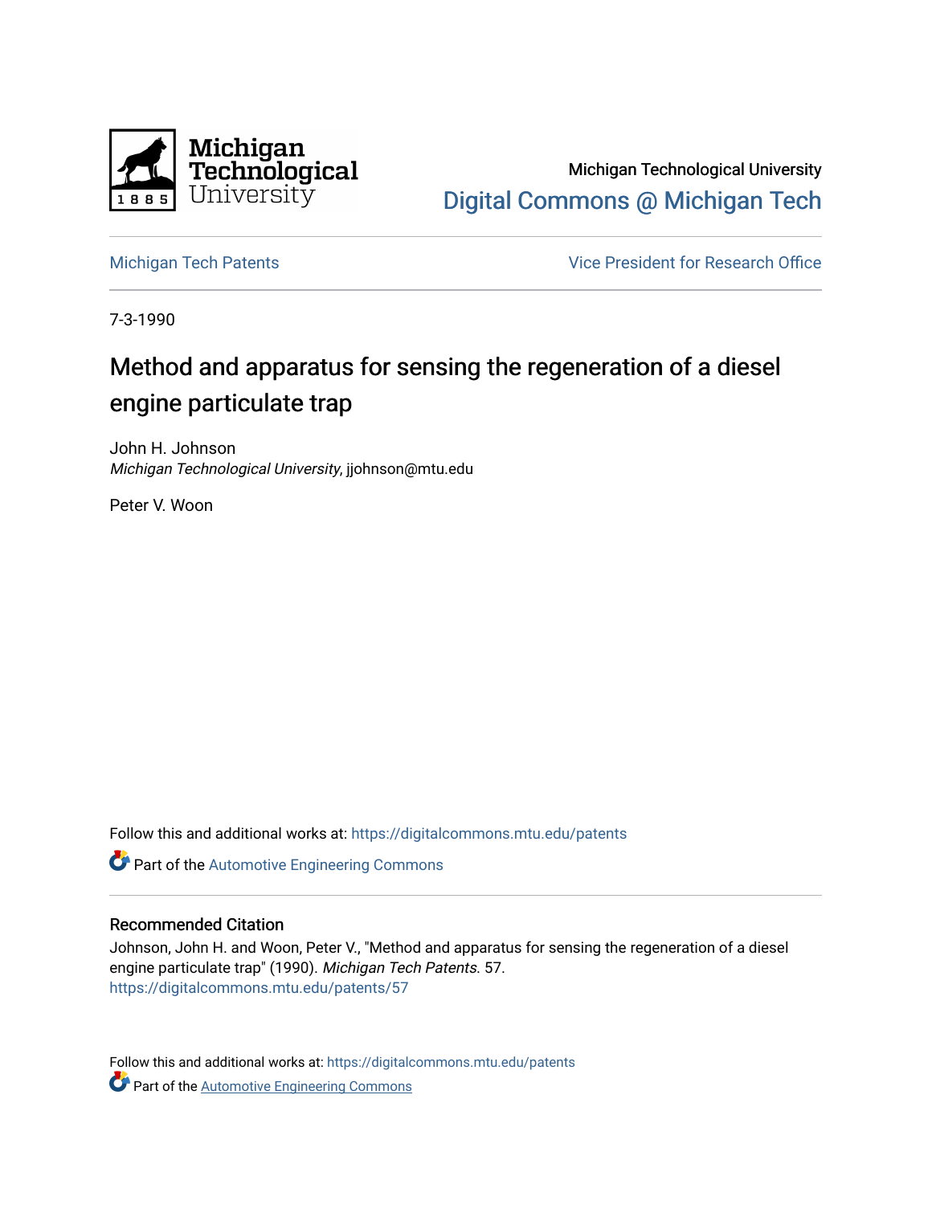Michigan Technological University
Digital Commons @ Michigan Tech

Michigan Tech Patents

Vice President for Research Office

7-3-1990

# Method and apparatus for sensing the regeneration of a diesel engine particulate trap

John H. Johnson
*Michigan Technological University*, jjohnson@mtu.edu

Peter V. Woon

Follow this and additional works at: https://digitalcommons.mtu.edu/patents

Part of the Automotive Engineering Commons

## Recommended Citation

Johnson, John H. and Woon, Peter V., "Method and apparatus for sensing the regeneration of a diesel engine particulate trap" (1990). *Michigan Tech Patents*. 57.
https://digitalcommons.mtu.edu/patents/57

Follow this and additional works at: https://digitalcommons.mtu.edu/patents

Part of the Automotive Engineering Commons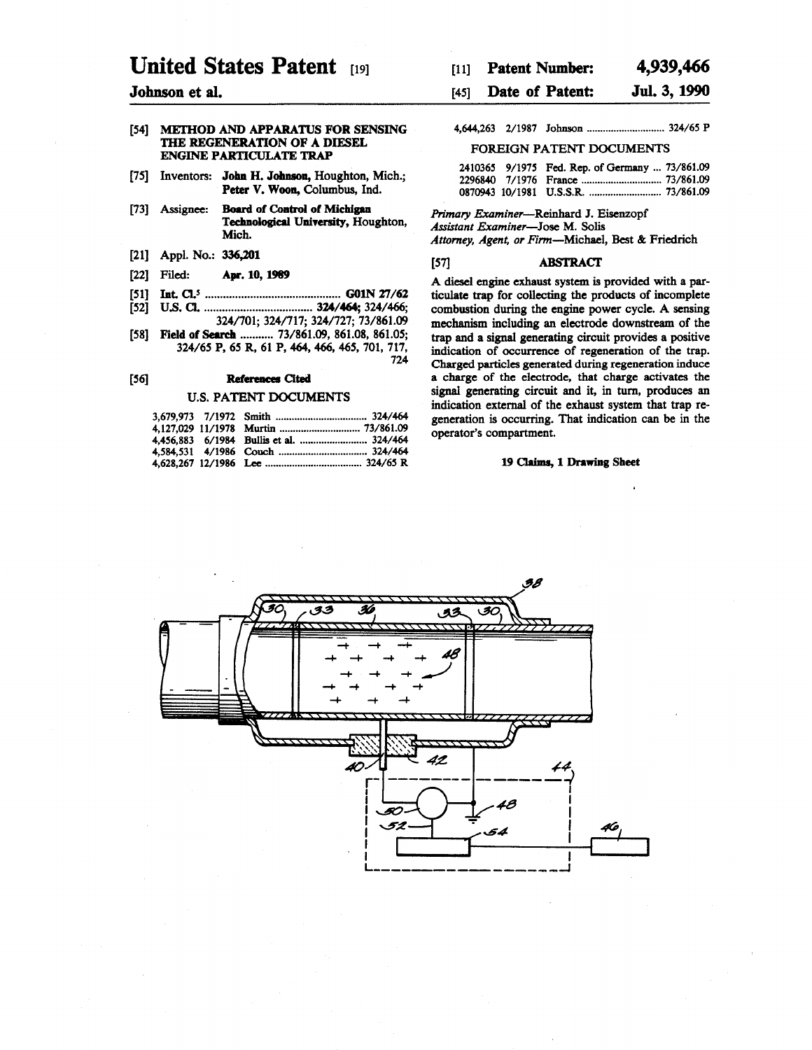# United States Patent [19]

**Johnson et al.**

[11] **Patent Number: 4,939,466**

[45] **Date of Patent: Jul. 3, 1990**

[54] **METHOD AND APPARATUS FOR SENSING THE REGENERATION OF A DIESEL ENGINE PARTICULATE TRAP**

[75] Inventors: **John H. Johnson**, Houghton, Mich.; **Peter V. Woon**, Columbus, Ind.

[73] Assignee: **Board of Control of Michigan Technological University**, Houghton, Mich.

[21] Appl. No.: **336,201**

[22] Filed: **Apr. 10, 1989**

[51] Int. Cl.[5] .............................................. **G01N 27/62**

[52] U.S. Cl. .................................... **324/464**; 324/466; 324/701; 324/717; 324/727; 73/861.09

[58] **Field of Search** ........... 73/861.09, 861.08, 861.05; 324/65 P, 65 R, 61 P, 464, 466, 465, 701, 717, 724

[56] **References Cited**

U.S. PATENT DOCUMENTS

| | | | |
|---|---|---|---|
| 3,679,973 | 7/1972 | Smith | 324/464 |
| 4,127,029 | 11/1978 | Murtin | 73/861.09 |
| 4,456,883 | 6/1984 | Bullis et al. | 324/464 |
| 4,584,531 | 4/1986 | Couch | 324/464 |
| 4,628,267 | 12/1986 | Lee | 324/65 R |
| 4,644,263 | 2/1987 | Johnson | 324/65 P |

FOREIGN PATENT DOCUMENTS

| | | | |
|---|---|---|---|
| 2410365 | 9/1975 | Fed. Rep. of Germany | 73/861.09 |
| 2296840 | 7/1976 | France | 73/861.09 |
| 0870943 | 10/1981 | U.S.S.R. | 73/861.09 |

*Primary Examiner*—Reinhard J. Eisenzopf
*Assistant Examiner*—Jose M. Solis
*Attorney, Agent, or Firm*—Michael, Best & Friedrich

[57] **ABSTRACT**

A diesel engine exhaust system is provided with a particulate trap for collecting the products of incomplete combustion during the engine power cycle. A sensing mechanism including an electrode downstream of the trap and a signal generating circuit provides a positive indication of occurrence of regeneration of the trap. Charged particles generated during regeneration induce a charge of the electrode, that charge activates the signal generating circuit and it, in turn, produces an indication external of the exhaust system that trap regeneration is occurring. That indication can be in the operator's compartment.

**19 Claims, 1 Drawing Sheet**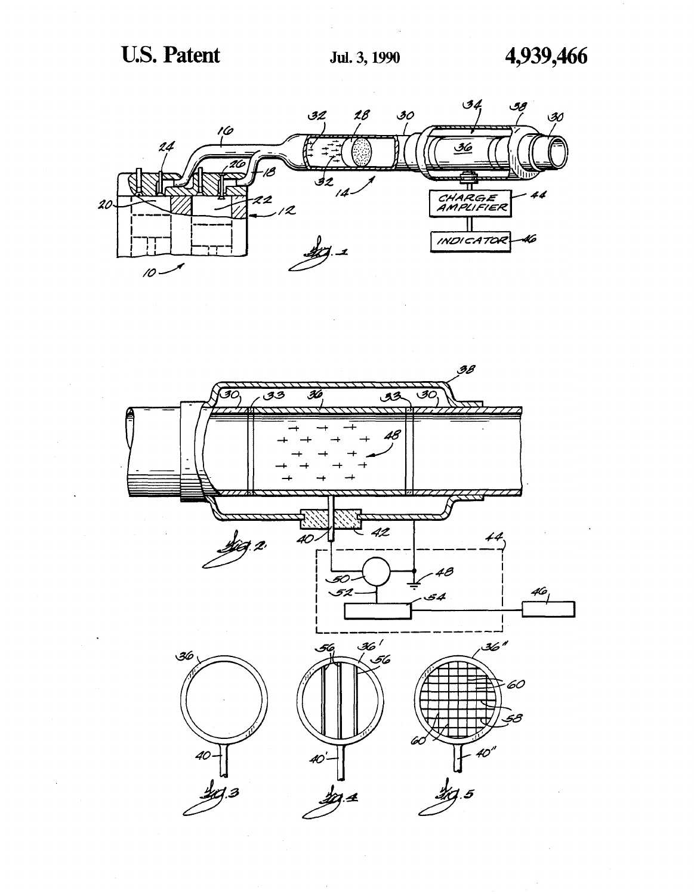CHARGE AMPLIFIER

INDICATOR

Fig. 1

Fig. 2

Fig. 3

Fig. 4

Fig. 5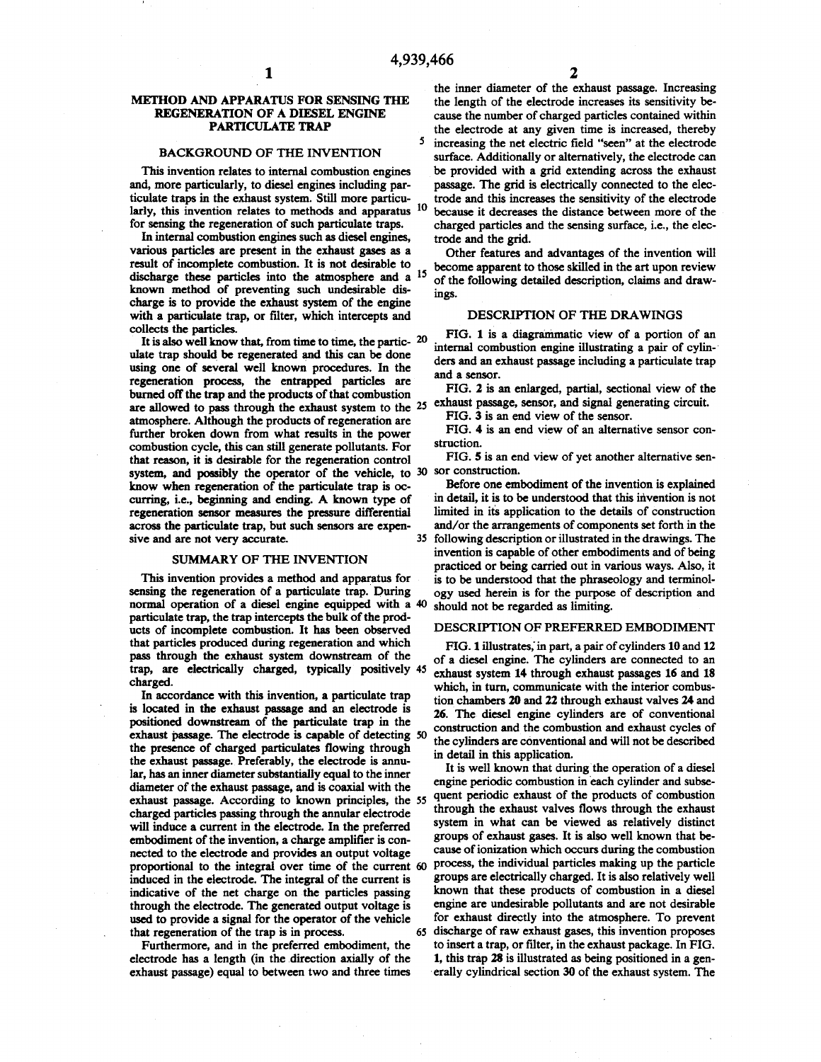# METHOD AND APPARATUS FOR SENSING THE REGENERATION OF A DIESEL ENGINE PARTICULATE TRAP

## BACKGROUND OF THE INVENTION

This invention relates to internal combustion engines and, more particularly, to diesel engines including particulate traps in the exhaust system. Still more particularly, this invention relates to methods and apparatus for sensing the regeneration of such particulate traps.

In internal combustion engines such as diesel engines, various particles are present in the exhaust gases as a result of incomplete combustion. It is not desirable to discharge these particles into the atmosphere and a known method of preventing such undesirable discharge is to provide the exhaust system of the engine with a particulate trap, or filter, which intercepts and collects the particles.

It is also well know that, from time to time, the particulate trap should be regenerated and this can be done using one of several well known procedures. In the regeneration process, the entrapped particles are burned off the trap and the products of that combustion are allowed to pass through the exhaust system to the atmosphere. Although the products of regeneration are further broken down from what results in the power combustion cycle, this can still generate pollutants. For that reason, it is desirable for the regeneration control system, and possibly the operator of the vehicle, to know when regeneration of the particulate trap is occurring, i.e., beginning and ending. A known type of regeneration sensor measures the pressure differential across the particulate trap, but such sensors are expensive and are not very accurate.

## SUMMARY OF THE INVENTION

This invention provides a method and apparatus for sensing the regeneration of a particulate trap. During normal operation of a diesel engine equipped with a particulate trap, the trap intercepts the bulk of the products of incomplete combustion. It has been observed that particles produced during regeneration and which pass through the exhaust system downstream of the trap, are electrically charged, typically positively charged.

In accordance with this invention, a particulate trap is located in the exhaust passage and an electrode is positioned downstream of the particulate trap in the exhaust passage. The electrode is capable of detecting the presence of charged particulates flowing through the exhaust passage. Preferably, the electrode is annular, has an inner diameter substantially equal to the inner diameter of the exhaust passage, and is coaxial with the exhaust passage. According to known principles, the charged particles passing through the annular electrode will induce a current in the electrode. In the preferred embodiment of the invention, a charge amplifier is connected to the electrode and provides an output voltage proportional to the integral over time of the current induced in the electrode. The integral of the current is indicative of the net charge on the particles passing through the electrode. The generated output voltage is used to provide a signal for the operator of the vehicle that regeneration of the trap is in process.

Furthermore, and in the preferred embodiment, the electrode has a length (in the direction axially of the exhaust passage) equal to between two and three times the inner diameter of the exhaust passage. Increasing the length of the electrode increases its sensitivity because the number of charged particles contained within the electrode at any given time is increased, thereby increasing the net electric field "seen" at the electrode surface. Additionally or alternatively, the electrode can be provided with a grid extending across the exhaust passage. The grid is electrically connected to the electrode and this increases the sensitivity of the electrode because it decreases the distance between more of the charged particles and the sensing surface, i.e., the electrode and the grid.

Other features and advantages of the invention will become apparent to those skilled in the art upon review of the following detailed description, claims and drawings.

## DESCRIPTION OF THE DRAWINGS

FIG. 1 is a diagrammatic view of a portion of an internal combustion engine illustrating a pair of cylinders and an exhaust passage including a particulate trap and a sensor.

FIG. 2 is an enlarged, partial, sectional view of the exhaust passage, sensor, and signal generating circuit.

FIG. 3 is an end view of the sensor.

FIG. 4 is an end view of an alternative sensor construction.

FIG. 5 is an end view of yet another alternative sensor construction.

Before one embodiment of the invention is explained in detail, it is to be understood that this invention is not limited in its application to the details of construction and/or the arrangements of components set forth in the following description or illustrated in the drawings. The invention is capable of other embodiments and of being practiced or being carried out in various ways. Also, it is to be understood that the phraseology and terminology used herein is for the purpose of description and should not be regarded as limiting.

## DESCRIPTION OF PREFERRED EMBODIMENT

FIG. 1 illustrates, in part, a pair of cylinders **10** and **12** of a diesel engine. The cylinders are connected to an exhaust system **14** through exhaust passages **16** and **18** which, in turn, communicate with the interior combustion chambers **20** and **22** through exhaust valves **24** and **26**. The diesel engine cylinders are of conventional construction and the combustion and exhaust cycles of the cylinders are conventional and will not be described in detail in this application.

It is well known that during the operation of a diesel engine periodic combustion in each cylinder and subsequent periodic exhaust of the products of combustion through the exhaust valves flows through the exhaust system in what can be viewed as relatively distinct groups of exhaust gases. It is also well known that because of ionization which occurs during the combustion process, the individual particles making up the particle groups are electrically charged. It is also relatively well known that these products of combustion in a diesel engine are undesirable pollutants and are not desirable for exhaust directly into the atmosphere. To prevent discharge of raw exhaust gases, this invention proposes to insert a trap, or filter, in the exhaust package. In FIG. 1, this trap **28** is illustrated as being positioned in a generally cylindrical section **30** of the exhaust system. The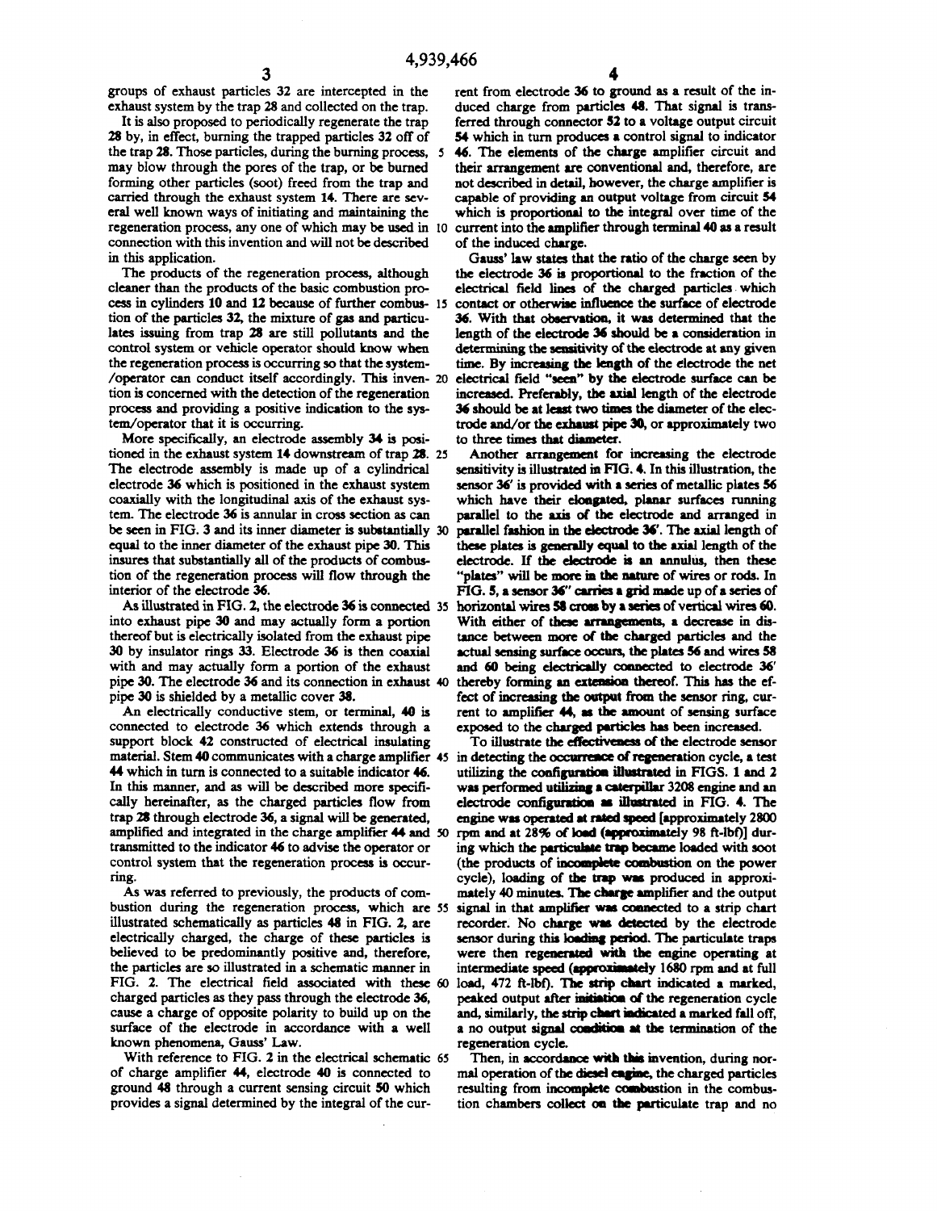groups of exhaust particles 32 are intercepted in the exhaust system by the trap 28 and collected on the trap.

It is also proposed to periodically regenerate the trap 28 by, in effect, burning the trapped particles 32 off of the trap 28. Those particles, during the burning process, may blow through the pores of the trap, or be burned forming other particles (soot) freed from the trap and carried through the exhaust system 14. There are several well known ways of initiating and maintaining the regeneration process, any one of which may be used in connection with this invention and will not be described in this application.

The products of the regeneration process, although cleaner than the products of the basic combustion process in cylinders 10 and 12 because of further combustion of the particles 32, the mixture of gas and particulates issuing from trap 28 are still pollutants and the control system or vehicle operator should know when the regeneration process is occurring so that the system/operator can conduct itself accordingly. This invention is concerned with the detection of the regeneration process and providing a positive indication to the system/operator that it is occurring.

More specifically, an electrode assembly 34 is positioned in the exhaust system 14 downstream of trap 28. The electrode assembly is made up of a cylindrical electrode 36 which is positioned in the exhaust system coaxially with the longitudinal axis of the exhaust system. The electrode 36 is annular in cross section as can be seen in FIG. 3 and its inner diameter is substantially equal to the inner diameter of the exhaust pipe 30. This insures that substantially all of the products of combustion of the regeneration process will flow through the interior of the electrode 36.

As illustrated in FIG. 2, the electrode 36 is connected into exhaust pipe 30 and may actually form a portion thereof but is electrically isolated from the exhaust pipe 30 by insulator rings 33. Electrode 36 is then coaxial with and may actually form a portion of the exhaust pipe 30. The electrode 36 and its connection in exhaust pipe 30 is shielded by a metallic cover 38.

An electrically conductive stem, or terminal, 40 is connected to electrode 36 which extends through a support block 42 constructed of electrical insulating material. Stem 40 communicates with a charge amplifier 44 which in turn is connected to a suitable indicator 46. In this manner, and as will be described more specifically hereinafter, as the charged particles flow from trap 28 through electrode 36, a signal will be generated, amplified and integrated in the charge amplifier 44 and transmitted to the indicator 46 to advise the operator or control system that the regeneration process is occurring.

As was referred to previously, the products of combustion during the regeneration process, which are illustrated schematically as particles 48 in FIG. 2, are electrically charged, the charge of these particles is believed to be predominantly positive and, therefore, the particles are so illustrated in a schematic manner in FIG. 2. The electrical field associated with these charged particles as they pass through the electrode 36, cause a charge of opposite polarity to build up on the surface of the electrode in accordance with a well known phenomena, Gauss' Law.

With reference to FIG. 2 in the electrical schematic of charge amplifier 44, electrode 40 is connected to ground 48 through a current sensing circuit 50 which provides a signal determined by the integral of the current from electrode 36 to ground as a result of the induced charge from particles 48. That signal is transferred through connector 52 to a voltage output circuit 54 which in turn produces a control signal to indicator 46. The elements of the charge amplifier circuit and their arrangement are conventional and, therefore, are not described in detail, however, the charge amplifier is capable of providing an output voltage from circuit 54 which is proportional to the integral over time of the current into the amplifier through terminal 40 as a result of the induced charge.

Gauss' law states that the ratio of the charge seen by the electrode 36 is proportional to the fraction of the electrical field lines of the charged particles which contact or otherwise influence the surface of electrode 36. With that observation, it was determined that the length of the electrode 36 should be a consideration in determining the sensitivity of the electrode at any given time. By increasing the length of the electrode the net electrical field "seen" by the electrode surface can be increased. Preferably, the axial length of the electrode 36 should be at least two times the diameter of the electrode and/or the exhaust pipe 30, or approximately two to three times that diameter.

Another arrangement for increasing the electrode sensitivity is illustrated in FIG. 4. In this illustration, the sensor 36' is provided with a series of metallic plates 56 which have their elongated, planar surfaces running parallel to the axis of the electrode and arranged in parallel fashion in the electrode 36'. The axial length of these plates is generally equal to the axial length of the electrode. If the electrode is an annulus, then these "plates" will be more in the nature of wires or rods. In FIG. 5, a sensor 36" carries a grid made up of a series of horizontal wires 58 cross by a series of vertical wires 60. With either of these arrangements, a decrease in distance between more of the charged particles and the actual sensing surface occurs, the plates 56 and wires 58 and 60 being electrically connected to electrode 36' thereby forming an extension thereof. This has the effect of increasing the output from the sensor ring, current to amplifier 44, as the amount of sensing surface exposed to the charged particles has been increased.

To illustrate the effectiveness of the electrode sensor in detecting the occurrence of regeneration cycle, a test utilizing the configuration illustrated in FIGS. 1 and 2 was performed utilizing a caterpillar 3208 engine and an electrode configuration as illustrated in FIG. 4. The engine was operated at rated speed [approximately 2800 rpm and at 28% of load (approximately 98 ft-lbf)] during which the particulate trap became loaded with soot (the products of incomplete combustion on the power cycle), loading of the trap was produced in approximately 40 minutes. The charge amplifier and the output signal in that amplifier was connected to a strip chart recorder. No charge was detected by the electrode sensor during this loading period. The particulate traps were then regenerated with the engine operating at intermediate speed (approximately 1680 rpm and at full load, 472 ft-lbf). The strip chart indicated a marked, peaked output after initiation of the regeneration cycle and, similarly, the strip chart indicated a marked fall off, a no output signal condition at the termination of the regeneration cycle.

Then, in accordance with this invention, during normal operation of the diesel engine, the charged particles resulting from incomplete combustion in the combustion chambers collect on the particulate trap and no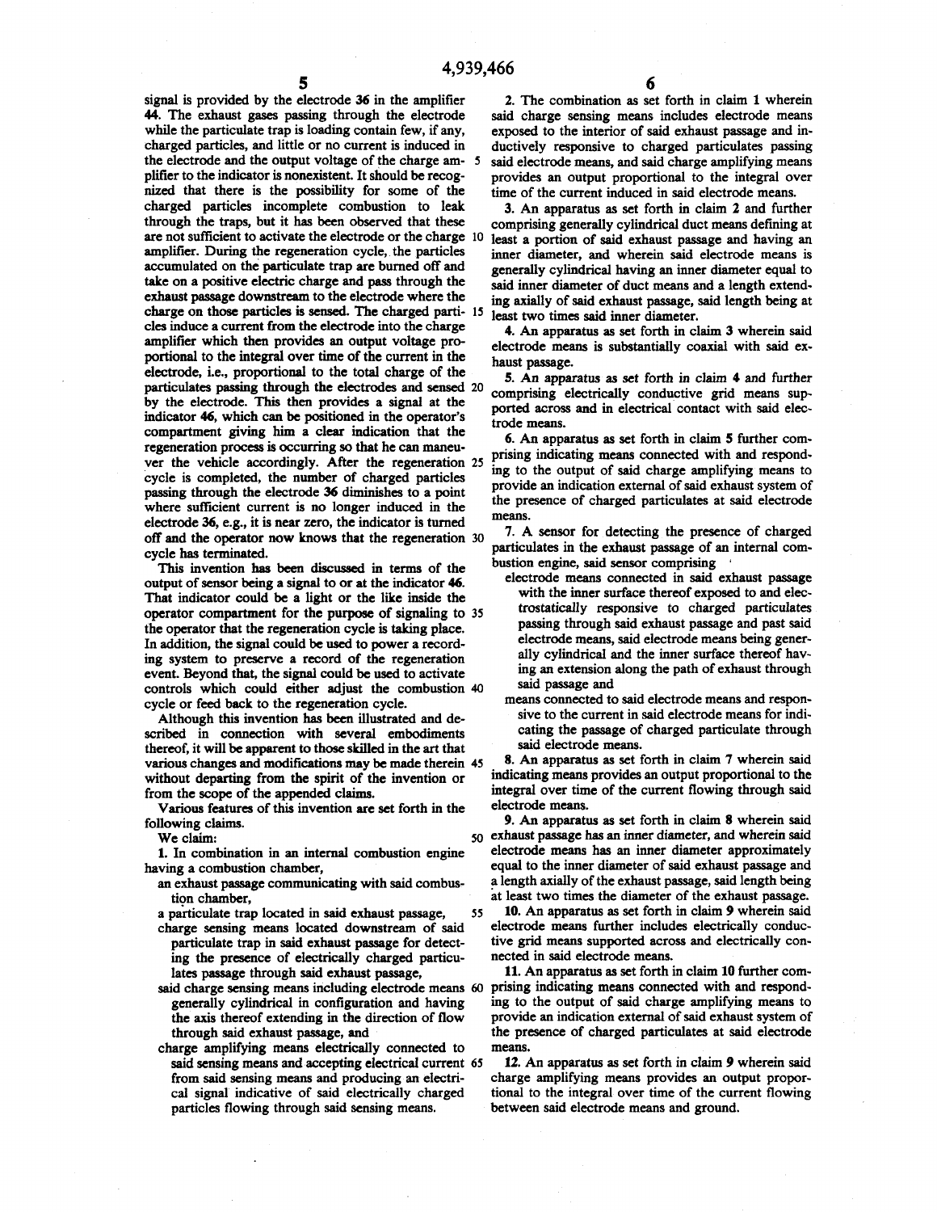signal is provided by the electrode **36** in the amplifier **44**. The exhaust gases passing through the electrode while the particulate trap is loading contain few, if any, charged particles, and little or no current is induced in the electrode and the output voltage of the charge amplifier to the indicator is nonexistent. It should be recognized that there is the possibility for some of the charged particles incomplete combustion to leak through the traps, but it has been observed that these are not sufficient to activate the electrode or the charge amplifier. During the regeneration cycle, the particles accumulated on the particulate trap are burned off and take on a positive electric charge and pass through the exhaust passage downstream to the electrode where the charge on those particles is sensed. The charged particles induce a current from the electrode into the charge amplifier which then provides an output voltage proportional to the integral over time of the current in the electrode, i.e., proportional to the total charge of the particulates passing through the electrodes and sensed by the electrode. This then provides a signal at the indicator **46**, which can be positioned in the operator's compartment giving him a clear indication that the regeneration process is occurring so that he can maneuver the vehicle accordingly. After the regeneration cycle is completed, the number of charged particles passing through the electrode **36** diminishes to a point where sufficient current is no longer induced in the electrode **36**, e.g., it is near zero, the indicator is turned off and the operator now knows that the regeneration cycle has terminated.

This invention has been discussed in terms of the output of sensor being a signal to or at the indicator **46**. That indicator could be a light or the like inside the operator compartment for the purpose of signaling to the operator that the regeneration cycle is taking place. In addition, the signal could be used to power a recording system to preserve a record of the regeneration event. Beyond that, the signal could be used to activate controls which could either adjust the combustion cycle or feed back to the regeneration cycle.

Although this invention has been illustrated and described in connection with several embodiments thereof, it will be apparent to those skilled in the art that various changes and modifications may be made therein without departing from the spirit of the invention or from the scope of the appended claims.

Various features of this invention are set forth in the following claims.

We claim:

1. In combination in an internal combustion engine having a combustion chamber,
   - an exhaust passage communicating with said combustion chamber,
   - a particulate trap located in said exhaust passage,
   - charge sensing means located downstream of said particulate trap in said exhaust passage for detecting the presence of electrically charged particulates passage through said exhaust passage,
   - said charge sensing means including electrode means generally cylindrical in configuration and having the axis thereof extending in the direction of flow through said exhaust passage, and
   - charge amplifying means electrically connected to said sensing means and accepting electrical current from said sensing means and producing an electrical signal indicative of said electrically charged particles flowing through said sensing means.

2. The combination as set forth in claim 1 wherein said charge sensing means includes electrode means exposed to the interior of said exhaust passage and inductively responsive to charged particulates passing said electrode means, and said charge amplifying means provides an output proportional to the integral over time of the current induced in said electrode means.

3. An apparatus as set forth in claim 2 and further comprising generally cylindrical duct means defining at least a portion of said exhaust passage and having an inner diameter, and wherein said electrode means is generally cylindrical having an inner diameter equal to said inner diameter of duct means and a length extending axially of said exhaust passage, said length being at least two times said inner diameter.

4. An apparatus as set forth in claim 3 wherein said electrode means is substantially coaxial with said exhaust passage.

5. An apparatus as set forth in claim 4 and further comprising electrically conductive grid means supported across and in electrical contact with said electrode means.

6. An apparatus as set forth in claim 5 further comprising indicating means connected with and responding to the output of said charge amplifying means to provide an indication external of said exhaust system of the presence of charged particulates at said electrode means.

7. A sensor for detecting the presence of charged particulates in the exhaust passage of an internal combustion engine, said sensor comprising
   - electrode means connected in said exhaust passage with the inner surface thereof exposed to and electrostatically responsive to charged particulates passing through said exhaust passage and past said electrode means, said electrode means being generally cylindrical and the inner surface thereof having an extension along the path of exhaust through said passage and
   - means connected to said electrode means and responsive to the current in said electrode means for indicating the passage of charged particulate through said electrode means.

8. An apparatus as set forth in claim 7 wherein said indicating means provides an output proportional to the integral over time of the current flowing through said electrode means.

9. An apparatus as set forth in claim 8 wherein said exhaust passage has an inner diameter, and wherein said electrode means has an inner diameter approximately equal to the inner diameter of said exhaust passage and a length axially of the exhaust passage, said length being at least two times the diameter of the exhaust passage.

10. An apparatus as set forth in claim 9 wherein said electrode means further includes electrically conductive grid means supported across and electrically connected in said electrode means.

11. An apparatus as set forth in claim 10 further comprising indicating means connected with and responding to the output of said charge amplifying means to provide an indication external of said exhaust system of the presence of charged particulates at said electrode means.

12. An apparatus as set forth in claim 9 wherein said charge amplifying means provides an output proportional to the integral over time of the current flowing between said electrode means and ground.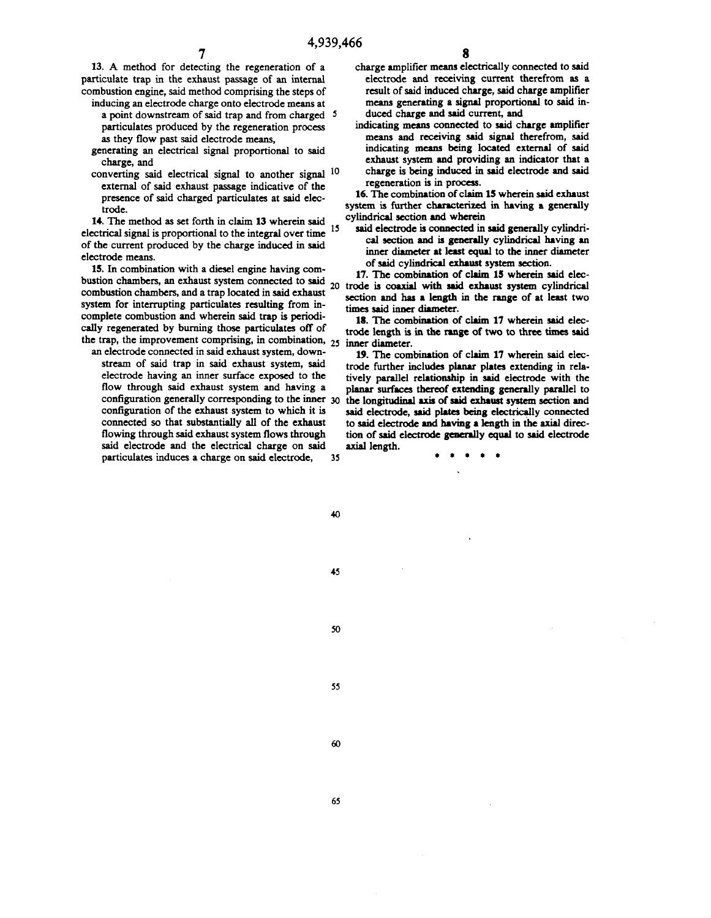13. A method for detecting the regeneration of a particulate trap in the exhaust passage of an internal combustion engine, said method comprising the steps of

inducing an electrode charge onto electrode means at a point downstream of said trap and from charged particulates produced by the regeneration process as they flow past said electrode means,

generating an electrical signal proportional to said charge, and

converting said electrical signal to another signal external of said exhaust passage indicative of the presence of said charged particulates at said electrode.

14. The method as set forth in claim 13 wherein said electrical signal is proportional to the integral over time of the current produced by the charge induced in said electrode means.

15. In combination with a diesel engine having combustion chambers, an exhaust system connected to said combustion chambers, and a trap located in said exhaust system for interrupting particulates resulting from incomplete combustion and wherein said trap is periodically regenerated by burning those particulates off of the trap, the improvement comprising, in combination,

an electrode connected in said exhaust system, downstream of said trap in said exhaust system, said electrode having an inner surface exposed to the flow through said exhaust system and having a configuration generally corresponding to the inner configuration of the exhaust system to which it is connected so that substantially all of the exhaust flowing through said exhaust system flows through said electrode and the electrical charge on said particulates induces a charge on said electrode,

charge amplifier means electrically connected to said electrode and receiving current therefrom as a result of said induced charge, said charge amplifier means generating a signal proportional to said induced charge and said current, and

indicating means connected to said charge amplifier means and receiving said signal therefrom, said indicating means being located external of said exhaust system and providing an indicator that a charge is being induced in said electrode and said regeneration is in process.

16. The combination of claim 15 wherein said exhaust system is further characterized in having a generally cylindrical section and wherein

said electrode is connected in said generally cylindrical section and is generally cylindrical having an inner diameter at least equal to the inner diameter of said cylindrical exhaust system section.

17. The combination of claim 15 wherein said electrode is coaxial with said exhaust system cylindrical section and has a length in the range of at least two times said inner diameter.

18. The combination of claim 17 wherein said electrode length is in the range of two to three times said inner diameter.

19. The combination of claim 17 wherein said electrode further includes planar plates extending in relatively parallel relationship in said electrode with the planar surfaces thereof extending generally parallel to the longitudinal axis of said exhaust system section and said electrode, said plates being electrically connected to said electrode and having a length in the axial direction of said electrode generally equal to said electrode axial length.

* * * * *